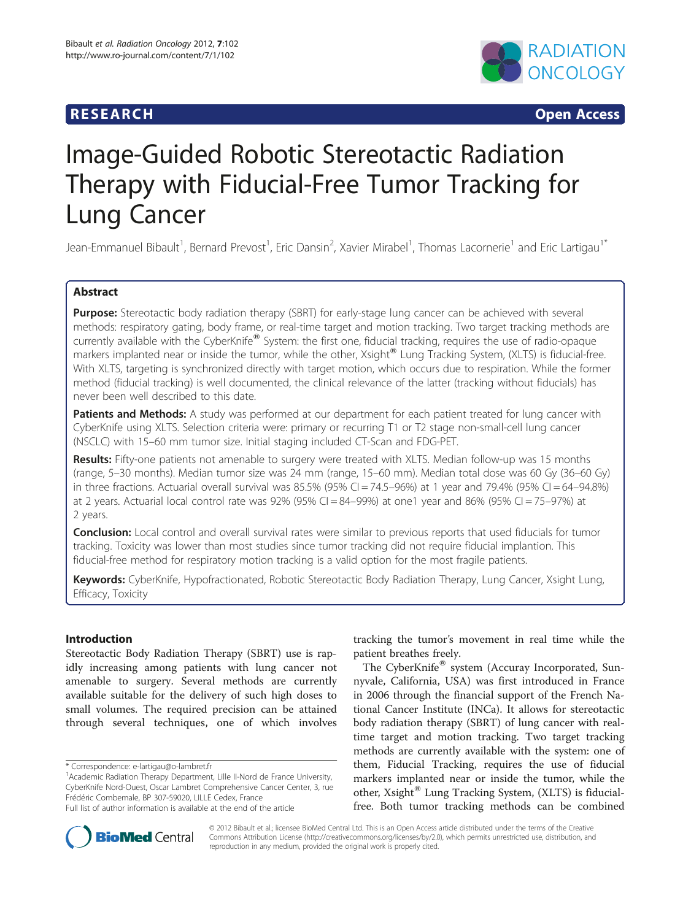**RESEARCH** **Open Access**

# Image-Guided Robotic Stereotactic Radiation Therapy with Fiducial-Free Tumor Tracking for Lung Cancer

Jean-Emmanuel Bibault[1], Bernard Prevost[1], Eric Dansin[2], Xavier Mirabel[1], Thomas Lacornerie[1] and Eric Lartigau[1*]

## Abstract

**Purpose:** Stereotactic body radiation therapy (SBRT) for early-stage lung cancer can be achieved with several methods: respiratory gating, body frame, or real-time target and motion tracking. Two target tracking methods are currently available with the CyberKnife® System: the first one, fiducial tracking, requires the use of radio-opaque markers implanted near or inside the tumor, while the other, Xsight® Lung Tracking System, (XLTS) is fiducial-free. With XLTS, targeting is synchronized directly with target motion, which occurs due to respiration. While the former method (fiducial tracking) is well documented, the clinical relevance of the latter (tracking without fiducials) has never been well described to this date.

**Patients and Methods:** A study was performed at our department for each patient treated for lung cancer with CyberKnife using XLTS. Selection criteria were: primary or recurring T1 or T2 stage non-small-cell lung cancer (NSCLC) with 15–60 mm tumor size. Initial staging included CT-Scan and FDG-PET.

**Results:** Fifty-one patients not amenable to surgery were treated with XLTS. Median follow-up was 15 months (range, 5–30 months). Median tumor size was 24 mm (range, 15–60 mm). Median total dose was 60 Gy (36–60 Gy) in three fractions. Actuarial overall survival was 85.5% (95% CI = 74.5–96%) at 1 year and 79.4% (95% CI = 64–94.8%) at 2 years. Actuarial local control rate was 92% (95% CI = 84–99%) at one1 year and 86% (95% CI = 75–97%) at 2 years.

**Conclusion:** Local control and overall survival rates were similar to previous reports that used fiducials for tumor tracking. Toxicity was lower than most studies since tumor tracking did not require fiducial implantion. This fiducial-free method for respiratory motion tracking is a valid option for the most fragile patients.

**Keywords:** CyberKnife, Hypofractionated, Robotic Stereotactic Body Radiation Therapy, Lung Cancer, Xsight Lung, Efficacy, Toxicity

## Introduction

Stereotactic Body Radiation Therapy (SBRT) use is rapidly increasing among patients with lung cancer not amenable to surgery. Several methods are currently available suitable for the delivery of such high doses to small volumes. The required precision can be attained through several techniques, one of which involves tracking the tumor's movement in real time while the patient breathes freely.

The CyberKnife® system (Accuray Incorporated, Sunnyvale, California, USA) was first introduced in France in 2006 through the financial support of the French National Cancer Institute (INCa). It allows for stereotactic body radiation therapy (SBRT) of lung cancer with real-time target and motion tracking. Two target tracking methods are currently available with the system: one of them, Fiducial Tracking, requires the use of fiducial markers implanted near or inside the tumor, while the other, Xsight® Lung Tracking System, (XLTS) is fiducial-free. Both tumor tracking methods can be combined

\* Correspondence: e-lartigau@o-lambret.fr

[1] Academic Radiation Therapy Department, Lille II-Nord de France University, CyberKnife Nord-Ouest, Oscar Lambret Comprehensive Cancer Center, 3, rue Frédéric Combemale, BP 307-59020, LILLE Cedex, France

Full list of author information is available at the end of the article

© 2012 Bibault et al.; licensee BioMed Central Ltd. This is an Open Access article distributed under the terms of the Creative Commons Attribution License (http://creativecommons.org/licenses/by/2.0), which permits unrestricted use, distribution, and reproduction in any medium, provided the original work is properly cited.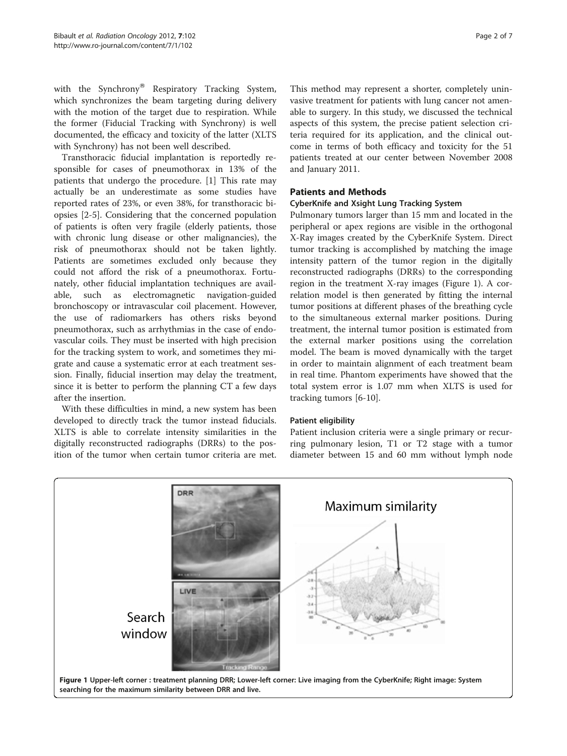with the Synchrony® Respiratory Tracking System, which synchronizes the beam targeting during delivery with the motion of the target due to respiration. While the former (Fiducial Tracking with Synchrony) is well documented, the efficacy and toxicity of the latter (XLTS with Synchrony) has not been well described.

Transthoracic fiducial implantation is reportedly responsible for cases of pneumothorax in 13% of the patients that undergo the procedure. [1] This rate may actually be an underestimate as some studies have reported rates of 23%, or even 38%, for transthoracic biopsies [2-5]. Considering that the concerned population of patients is often very fragile (elderly patients, those with chronic lung disease or other malignancies), the risk of pneumothorax should not be taken lightly. Patients are sometimes excluded only because they could not afford the risk of a pneumothorax. Fortunately, other fiducial implantation techniques are available, such as electromagnetic navigation-guided bronchoscopy or intravascular coil placement. However, the use of radiomarkers has others risks beyond pneumothorax, such as arrhythmias in the case of endovascular coils. They must be inserted with high precision for the tracking system to work, and sometimes they migrate and cause a systematic error at each treatment session. Finally, fiducial insertion may delay the treatment, since it is better to perform the planning CT a few days after the insertion.

With these difficulties in mind, a new system has been developed to directly track the tumor instead fiducials. XLTS is able to correlate intensity similarities in the digitally reconstructed radiographs (DRRs) to the position of the tumor when certain tumor criteria are met. This method may represent a shorter, completely uninvasive treatment for patients with lung cancer not amenable to surgery. In this study, we discussed the technical aspects of this system, the precise patient selection criteria required for its application, and the clinical outcome in terms of both efficacy and toxicity for the 51 patients treated at our center between November 2008 and January 2011.

## Patients and Methods

### CyberKnife and Xsight Lung Tracking System

Pulmonary tumors larger than 15 mm and located in the peripheral or apex regions are visible in the orthogonal X-Ray images created by the CyberKnife System. Direct tumor tracking is accomplished by matching the image intensity pattern of the tumor region in the digitally reconstructed radiographs (DRRs) to the corresponding region in the treatment X-ray images (Figure 1). A correlation model is then generated by fitting the internal tumor positions at different phases of the breathing cycle to the simultaneous external marker positions. During treatment, the internal tumor position is estimated from the external marker positions using the correlation model. The beam is moved dynamically with the target in order to maintain alignment of each treatment beam in real time. Phantom experiments have showed that the total system error is 1.07 mm when XLTS is used for tracking tumors [6-10].

### Patient eligibility

Patient inclusion criteria were a single primary or recurring pulmonary lesion, T1 or T2 stage with a tumor diameter between 15 and 60 mm without lymph node

**Figure 1** Upper-left corner : treatment planning DRR; Lower-left corner: Live imaging from the CyberKnife; Right image: System searching for the maximum similarity between DRR and live.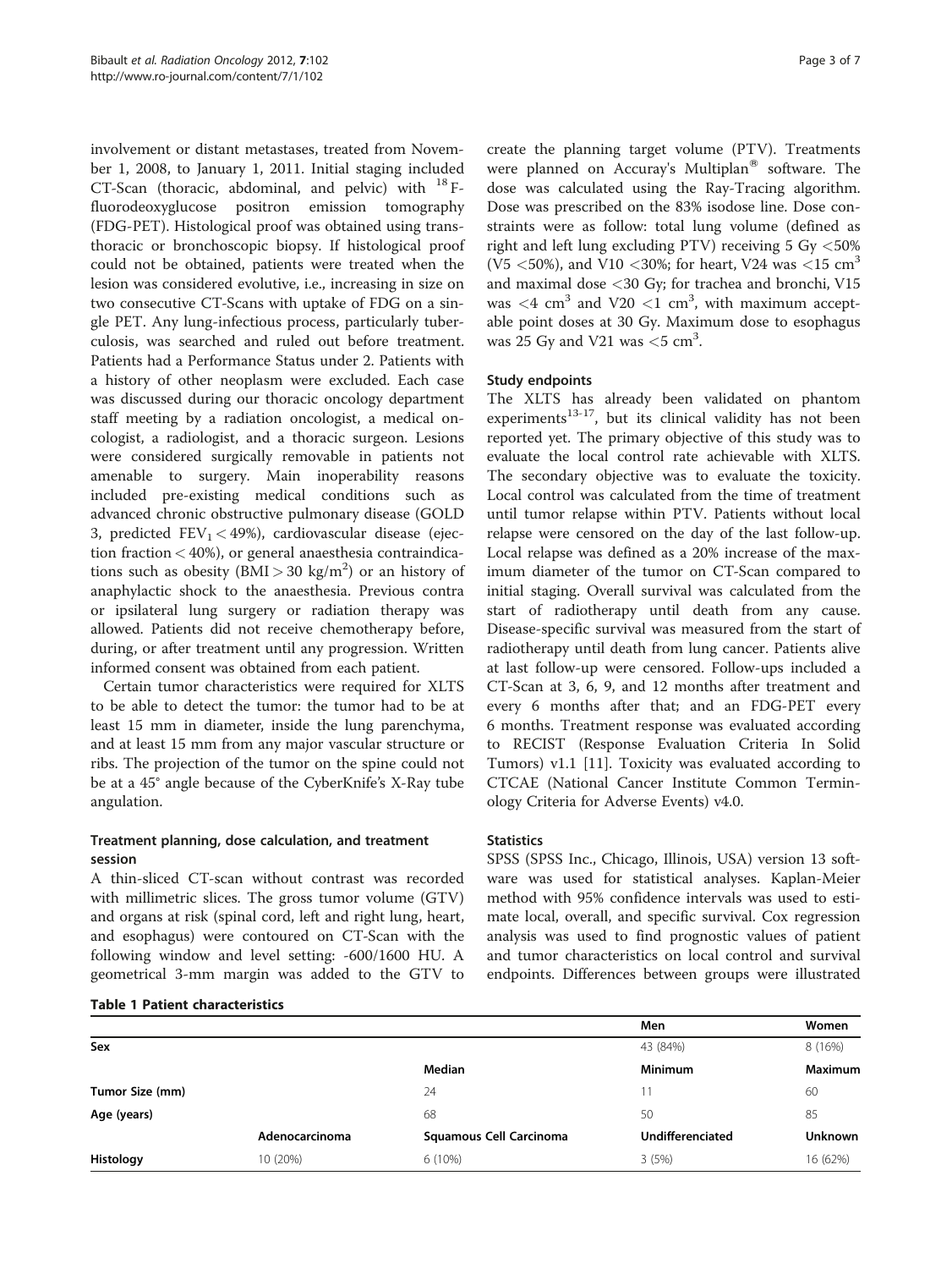involvement or distant metastases, treated from November 1, 2008, to January 1, 2011. Initial staging included CT-Scan (thoracic, abdominal, and pelvic) with $^{18}$F-fluorodeoxyglucose positron emission tomography (FDG-PET). Histological proof was obtained using transthoracic or bronchoscopic biopsy. If histological proof could not be obtained, patients were treated when the lesion was considered evolutive, i.e., increasing in size on two consecutive CT-Scans with uptake of FDG on a single PET. Any lung-infectious process, particularly tuberculosis, was searched and ruled out before treatment. Patients had a Performance Status under 2. Patients with a history of other neoplasm were excluded. Each case was discussed during our thoracic oncology department staff meeting by a radiation oncologist, a medical oncologist, a radiologist, and a thoracic surgeon. Lesions were considered surgically removable in patients not amenable to surgery. Main inoperability reasons included pre-existing medical conditions such as advanced chronic obstructive pulmonary disease (GOLD 3, predicted $FEV_1 < 49\%$), cardiovascular disease (ejection fraction < 40%), or general anaesthesia contraindications such as obesity ($BMI > 30$ kg/m$^2$) or an history of anaphylactic shock to the anaesthesia. Previous contra or ipsilateral lung surgery or radiation therapy was allowed. Patients did not receive chemotherapy before, during, or after treatment until any progression. Written informed consent was obtained from each patient.

Certain tumor characteristics were required for XLTS to be able to detect the tumor: the tumor had to be at least 15 mm in diameter, inside the lung parenchyma, and at least 15 mm from any major vascular structure or ribs. The projection of the tumor on the spine could not be at a 45° angle because of the CyberKnife's X-Ray tube angulation.

### Treatment planning, dose calculation, and treatment session

A thin-sliced CT-scan without contrast was recorded with millimetric slices. The gross tumor volume (GTV) and organs at risk (spinal cord, left and right lung, heart, and esophagus) were contoured on CT-Scan with the following window and level setting: -600/1600 HU. A geometrical 3-mm margin was added to the GTV to create the planning target volume (PTV). Treatments were planned on Accuray's Multiplan® software. The dose was calculated using the Ray-Tracing algorithm. Dose was prescribed on the 83% isodose line. Dose constraints were as follow: total lung volume (defined as right and left lung excluding PTV) receiving 5 Gy <50% (V5 <50%), and V10 <30%; for heart, V24 was <15 cm$^3$ and maximal dose <30 Gy; for trachea and bronchi, V15 was <4 cm$^3$ and V20 <1 cm$^3$, with maximum acceptable point doses at 30 Gy. Maximum dose to esophagus was 25 Gy and V21 was <5 cm$^3$.

### Study endpoints

The XLTS has already been validated on phantom experiments[13-17], but its clinical validity has not been reported yet. The primary objective of this study was to evaluate the local control rate achievable with XLTS. The secondary objective was to evaluate the toxicity. Local control was calculated from the time of treatment until tumor relapse within PTV. Patients without local relapse were censored on the day of the last follow-up. Local relapse was defined as a 20% increase of the maximum diameter of the tumor on CT-Scan compared to initial staging. Overall survival was calculated from the start of radiotherapy until death from any cause. Disease-specific survival was measured from the start of radiotherapy until death from lung cancer. Patients alive at last follow-up were censored. Follow-ups included a CT-Scan at 3, 6, 9, and 12 months after treatment and every 6 months after that; and an FDG-PET every 6 months. Treatment response was evaluated according to RECIST (Response Evaluation Criteria In Solid Tumors) v1.1 [11]. Toxicity was evaluated according to CTCAE (National Cancer Institute Common Terminology Criteria for Adverse Events) v4.0.

### Statistics

SPSS (SPSS Inc., Chicago, Illinois, USA) version 13 software was used for statistical analyses. Kaplan-Meier method with 95% confidence intervals was used to estimate local, overall, and specific survival. Cox regression analysis was used to find prognostic values of patient and tumor characteristics on local control and survival endpoints. Differences between groups were illustrated

**Table 1 Patient characteristics**

| | | | Men | Women |
|---|---|---|---|---|
| **Sex** | | | 43 (84%) | 8 (16%) |
| | | **Median** | **Minimum** | **Maximum** |
| **Tumor Size (mm)** | | 24 | 11 | 60 |
| **Age (years)** | | 68 | 50 | 85 |
| | **Adenocarcinoma** | **Squamous Cell Carcinoma** | **Undifferenciated** | **Unknown** |
| **Histology** | 10 (20%) | 6 (10%) | 3 (5%) | 16 (62%) |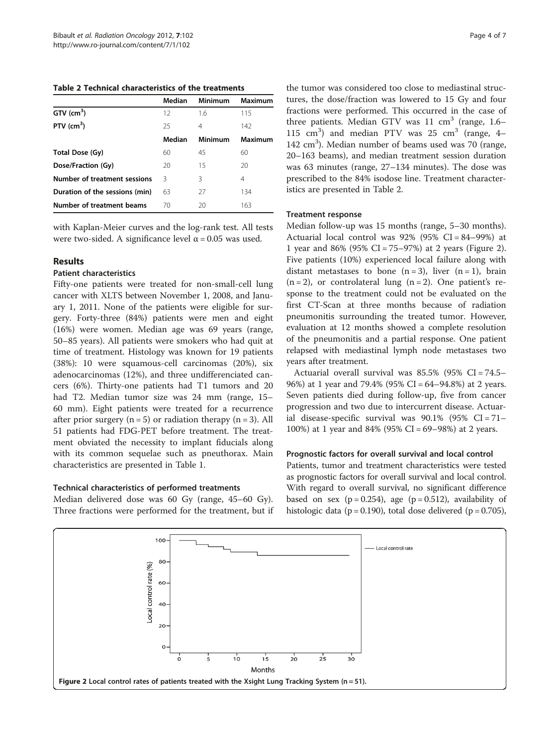**Table 2 Technical characteristics of the treatments**

| | Median | Minimum | Maximum |
|---|---|---|---|
| GTV (cm$^3$) | 12 | 1.6 | 115 |
| PTV (cm$^3$) | 25 | 4 | 142 |
| | **Median** | **Minimum** | **Maximum** |
| Total Dose (Gy) | 60 | 45 | 60 |
| Dose/Fraction (Gy) | 20 | 15 | 20 |
| Number of treatment sessions | 3 | 3 | 4 |
| Duration of the sessions (min) | 63 | 27 | 134 |
| Number of treatment beams | 70 | 20 | 163 |

with Kaplan-Meier curves and the log-rank test. All tests were two-sided. A significance level $\alpha = 0.05$ was used.

## Results

### Patient characteristics

Fifty-one patients were treated for non-small-cell lung cancer with XLTS between November 1, 2008, and January 1, 2011. None of the patients were eligible for surgery. Forty-three (84%) patients were men and eight (16%) were women. Median age was 69 years (range, 50–85 years). All patients were smokers who had quit at time of treatment. Histology was known for 19 patients (38%): 10 were squamous-cell carcinomas (20%), six adenocarcinomas (12%), and three undifferenciated cancers (6%). Thirty-one patients had T1 tumors and 20 had T2. Median tumor size was 24 mm (range, 15–60 mm). Eight patients were treated for a recurrence after prior surgery (n = 5) or radiation therapy (n = 3). All 51 patients had FDG-PET before treatment. The treatment obviated the necessity to implant fiducials along with its common sequelae such as pneuthorax. Main characteristics are presented in Table 1.

### Technical characteristics of performed treatments

Median delivered dose was 60 Gy (range, 45–60 Gy). Three fractions were performed for the treatment, but if the tumor was considered too close to mediastinal structures, the dose/fraction was lowered to 15 Gy and four fractions were performed. This occurred in the case of three patients. Median GTV was 11 cm$^3$ (range, 1.6–115 cm$^3$) and median PTV was 25 cm$^3$ (range, 4–142 cm$^3$). Median number of beams used was 70 (range, 20–163 beams), and median treatment session duration was 63 minutes (range, 27–134 minutes). The dose was prescribed to the 84% isodose line. Treatment characteristics are presented in Table 2.

### Treatment response

Median follow-up was 15 months (range, 5–30 months). Actuarial local control was 92% (95% CI = 84–99%) at 1 year and 86% (95% CI = 75–97%) at 2 years (Figure 2). Five patients (10%) experienced local failure along with distant metastases to bone (n = 3), liver (n = 1), brain (n = 2), or contralateral lung (n = 2). One patient's response to the treatment could not be evaluated on the first CT-Scan at three months because of radiation pneumonitis surrounding the treated tumor. However, evaluation at 12 months showed a complete resolution of the pneumonitis and a partial response. One patient relapsed with mediastinal lymph node metastases two years after treatment.

Actuarial overall survival was 85.5% (95% CI = 74.5–96%) at 1 year and 79.4% (95% CI = 64–94.8%) at 2 years. Seven patients died during follow-up, five from cancer progression and two due to intercurrent disease. Actuarial disease-specific survival was 90.1% (95% CI = 71–100%) at 1 year and 84% (95% CI = 69–98%) at 2 years.

### Prognostic factors for overall survival and local control

Patients, tumor and treatment characteristics were tested as prognostic factors for overall survival and local control. With regard to overall survival, no significant difference based on sex ($p = 0.254$), age ($p = 0.512$), availability of histologic data ($p = 0.190$), total dose delivered ($p = 0.705$),

**Figure 2** Local control rates of patients treated with the Xsight Lung Tracking System (n = 51).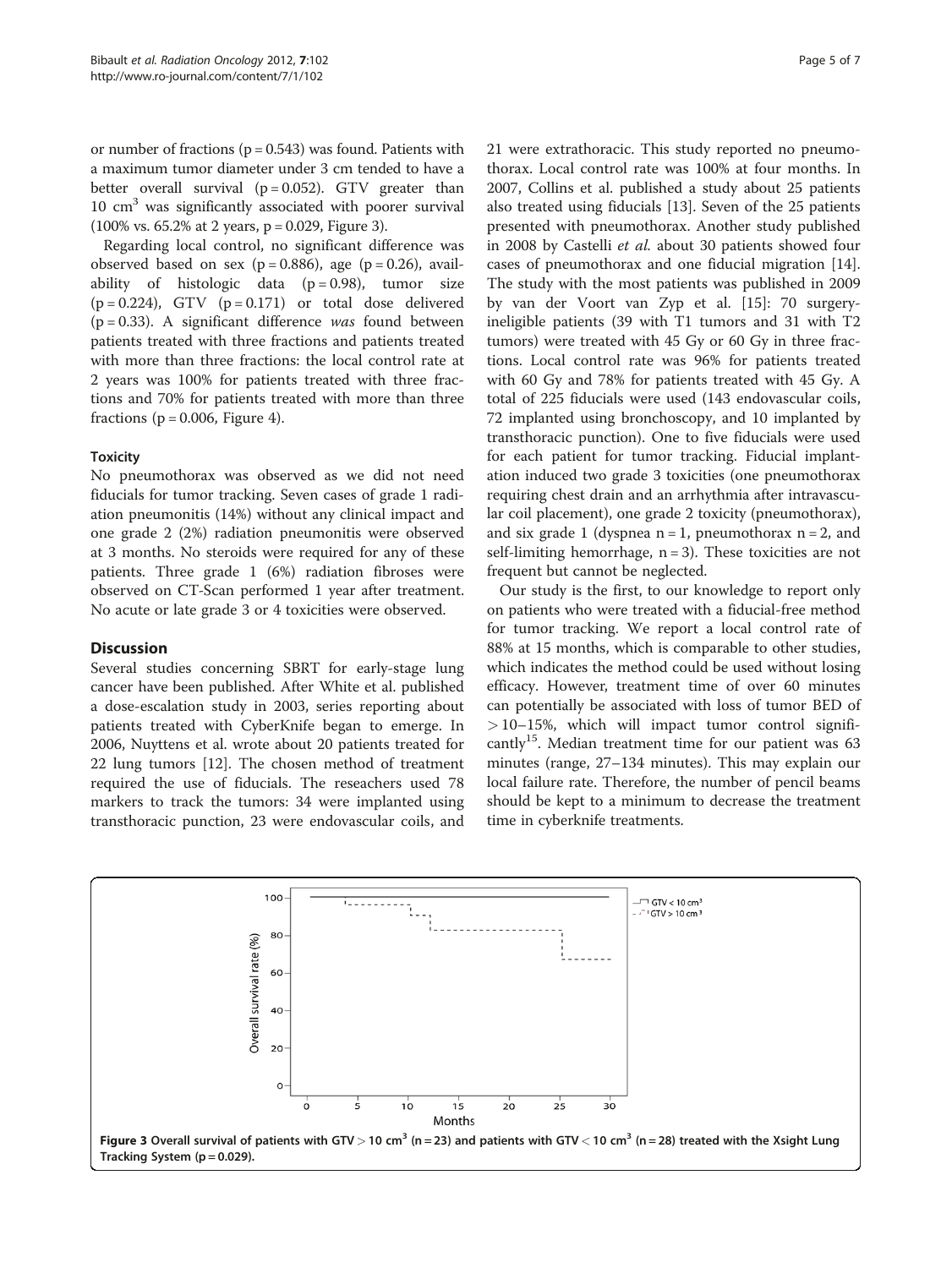or number of fractions (p = 0.543) was found. Patients with a maximum tumor diameter under 3 cm tended to have a better overall survival (p = 0.052). GTV greater than 10 $cm^3$ was significantly associated with poorer survival (100% vs. 65.2% at 2 years, p = 0.029, Figure 3).

Regarding local control, no significant difference was observed based on sex (p = 0.886), age (p = 0.26), availability of histologic data (p = 0.98), tumor size (p = 0.224), GTV (p = 0.171) or total dose delivered (p = 0.33). A significant difference *was* found between patients treated with three fractions and patients treated with more than three fractions: the local control rate at 2 years was 100% for patients treated with three fractions and 70% for patients treated with more than three fractions (p = 0.006, Figure 4).

### Toxicity

No pneumothorax was observed as we did not need fiducials for tumor tracking. Seven cases of grade 1 radiation pneumonitis (14%) without any clinical impact and one grade 2 (2%) radiation pneumonitis were observed at 3 months. No steroids were required for any of these patients. Three grade 1 (6%) radiation fibroses were observed on CT-Scan performed 1 year after treatment. No acute or late grade 3 or 4 toxicities were observed.

## Discussion

Several studies concerning SBRT for early-stage lung cancer have been published. After White et al. published a dose-escalation study in 2003, series reporting about patients treated with CyberKnife began to emerge. In 2006, Nuyttens et al. wrote about 20 patients treated for 22 lung tumors [12]. The chosen method of treatment required the use of fiducials. The reseachers used 78 markers to track the tumors: 34 were implanted using transthoracic punction, 23 were endovascular coils, and 21 were extrathoracic. This study reported no pneumothorax. Local control rate was 100% at four months. In 2007, Collins et al. published a study about 25 patients also treated using fiducials [13]. Seven of the 25 patients presented with pneumothorax. Another study published in 2008 by Castelli *et al.* about 30 patients showed four cases of pneumothorax and one fiducial migration [14]. The study with the most patients was published in 2009 by van der Voort van Zyp et al. [15]: 70 surgery-ineligible patients (39 with T1 tumors and 31 with T2 tumors) were treated with 45 Gy or 60 Gy in three fractions. Local control rate was 96% for patients treated with 60 Gy and 78% for patients treated with 45 Gy. A total of 225 fiducials were used (143 endovascular coils, 72 implanted using bronchoscopy, and 10 implanted by transthoracic punction). One to five fiducials were used for each patient for tumor tracking. Fiducial implantation induced two grade 3 toxicities (one pneumothorax requiring chest drain and an arrhythmia after intravascular coil placement), one grade 2 toxicity (pneumothorax), and six grade 1 (dyspnea n = 1, pneumothorax n = 2, and self-limiting hemorrhage, n = 3). These toxicities are not frequent but cannot be neglected.

Our study is the first, to our knowledge to report only on patients who were treated with a fiducial-free method for tumor tracking. We report a local control rate of 88% at 15 months, which is comparable to other studies, which indicates the method could be used without losing efficacy. However, treatment time of over 60 minutes can potentially be associated with loss of tumor BED of > 10–15%, which will impact tumor control significantly[15]. Median treatment time for our patient was 63 minutes (range, 27–134 minutes). This may explain our local failure rate. Therefore, the number of pencil beams should be kept to a minimum to decrease the treatment time in cyberknife treatments.

**Figure 3 Overall survival of patients with GTV > 10 $cm^3$ (n = 23) and patients with GTV < 10 $cm^3$ (n = 28) treated with the Xsight Lung Tracking System (p = 0.029).**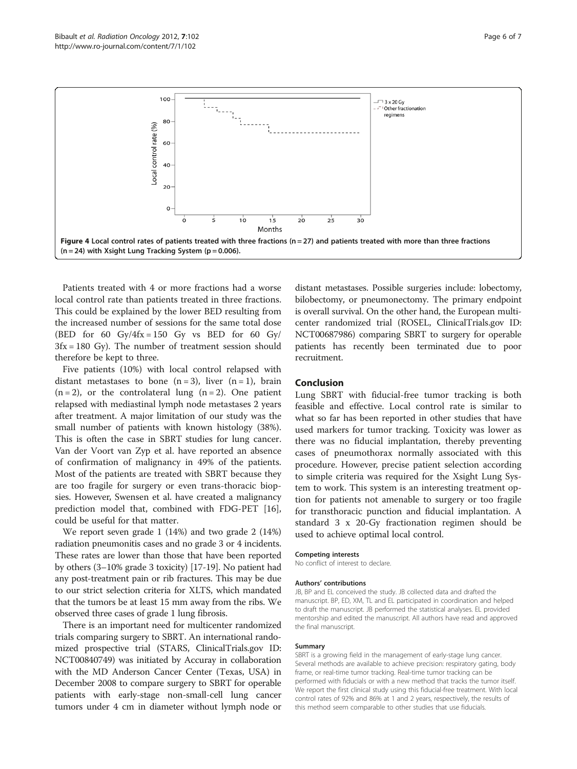**Figure 4 Local control rates of patients treated with three fractions (n = 27) and patients treated with more than three fractions (n = 24) with Xsight Lung Tracking System (p = 0.006).**

Patients treated with 4 or more fractions had a worse local control rate than patients treated in three fractions. This could be explained by the lower BED resulting from the increased number of sessions for the same total dose (BED for 60 Gy/4fx = 150 Gy vs BED for 60 Gy/3fx = 180 Gy). The number of treatment session should therefore be kept to three.

Five patients (10%) with local control relapsed with distant metastases to bone (n = 3), liver (n = 1), brain (n = 2), or the controlateral lung (n = 2). One patient relapsed with mediastinal lymph node metastases 2 years after treatment. A major limitation of our study was the small number of patients with known histology (38%). This is often the case in SBRT studies for lung cancer. Van der Voort van Zyp et al. have reported an absence of confirmation of malignancy in 49% of the patients. Most of the patients are treated with SBRT because they are too fragile for surgery or even trans-thoracic biopsies. However, Swensen et al. have created a malignancy prediction model that, combined with FDG-PET [16], could be useful for that matter.

We report seven grade 1 (14%) and two grade 2 (14%) radiation pneumonitis cases and no grade 3 or 4 incidents. These rates are lower than those that have been reported by others (3–10% grade 3 toxicity) [17-19]. No patient had any post-treatment pain or rib fractures. This may be due to our strict selection criteria for XLTS, which mandated that the tumors be at least 15 mm away from the ribs. We observed three cases of grade 1 lung fibrosis.

There is an important need for multicenter randomized trials comparing surgery to SBRT. An international randomized prospective trial (STARS, ClinicalTrials.gov ID: NCT00840749) was initiated by Accuray in collaboration with the MD Anderson Cancer Center (Texas, USA) in December 2008 to compare surgery to SBRT for operable patients with early-stage non-small-cell lung cancer tumors under 4 cm in diameter without lymph node or distant metastases. Possible surgeries include: lobectomy, bilobectomy, or pneumonectomy. The primary endpoint is overall survival. On the other hand, the European multicenter randomized trial (ROSEL, ClinicalTrials.gov ID: NCT00687986) comparing SBRT to surgery for operable patients has recently been terminated due to poor recruitment.

## Conclusion

Lung SBRT with fiducial-free tumor tracking is both feasible and effective. Local control rate is similar to what so far has been reported in other studies that have used markers for tumor tracking. Toxicity was lower as there was no fiducial implantation, thereby preventing cases of pneumothorax normally associated with this procedure. However, precise patient selection according to simple criteria was required for the Xsight Lung System to work. This system is an interesting treatment option for patients not amenable to surgery or too fragile for transthoracic punction and fiducial implantation. A standard 3 x 20-Gy fractionation regimen should be used to achieve optimal local control.

#### Competing interests

No conflict of interest to declare.

#### Authors' contributions

JB, BP and EL conceived the study. JB collected data and drafted the manuscript. BP, ED, XM, TL and EL participated in coordination and helped to draft the manuscript. JB performed the statistical analyses. EL provided mentorship and edited the manuscript. All authors have read and approved the final manuscript.

#### Summary

SBRT is a growing field in the management of early-stage lung cancer. Several methods are available to achieve precision: respiratory gating, body frame, or real-time tumor tracking. Real-time tumor tracking can be performed with fiducials or with a new method that tracks the tumor itself. We report the first clinical study using this fiducial-free treatment. With local control rates of 92% and 86% at 1 and 2 years, respectively, the results of this method seem comparable to other studies that use fiducials.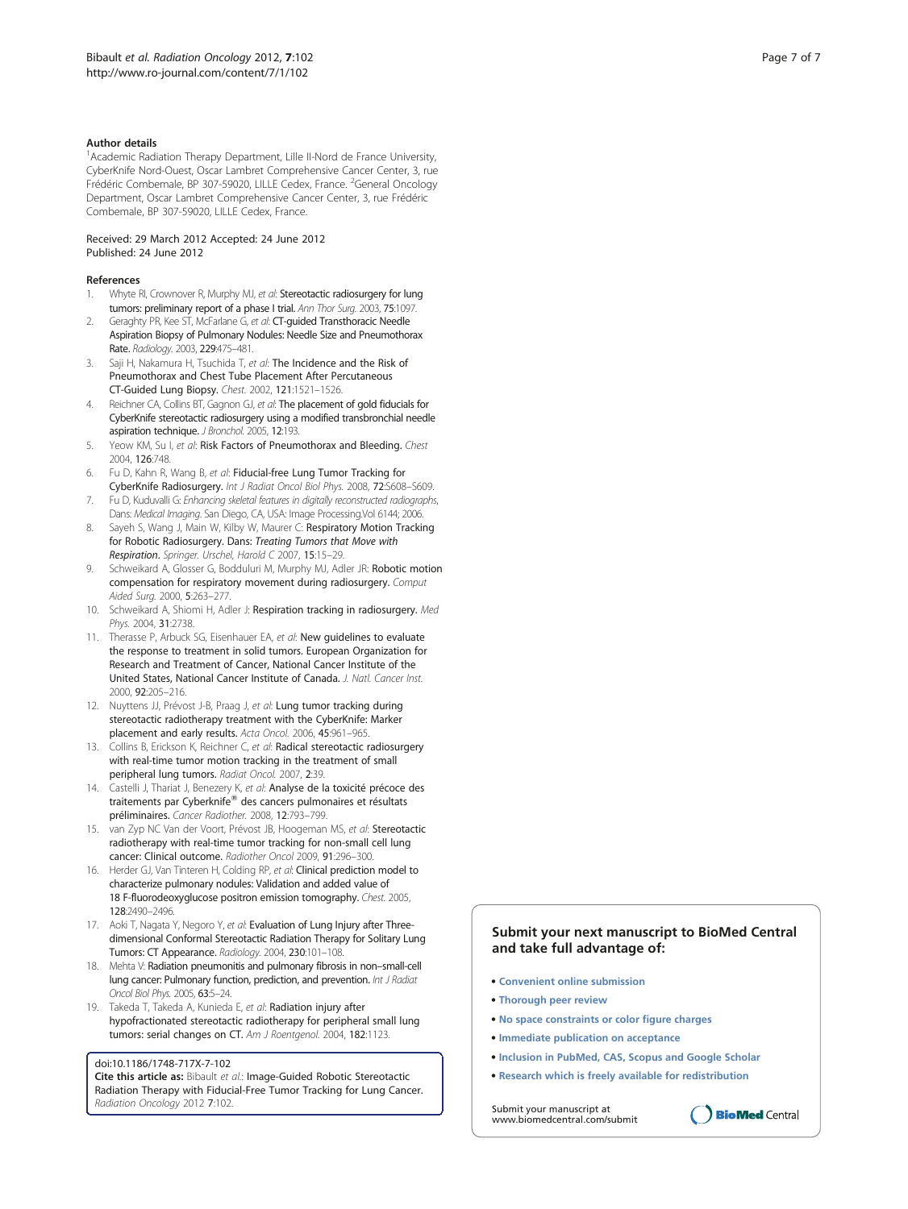#### Author details

[1]Academic Radiation Therapy Department, Lille II-Nord de France University, CyberKnife Nord-Ouest, Oscar Lambret Comprehensive Cancer Center, 3, rue Frédéric Combemale, BP 307-59020, LILLE Cedex, France. [2]General Oncology Department, Oscar Lambret Comprehensive Cancer Center, 3, rue Frédéric Combemale, BP 307-59020, LILLE Cedex, France.

Received: 29 March 2012 Accepted: 24 June 2012
Published: 24 June 2012

#### References

1. Whyte RI, Crownover R, Murphy MJ, *et al*: **Stereotactic radiosurgery for lung tumors: preliminary report of a phase I trial.** *Ann Thor Surg.* 2003, **75**:1097.
2. Geraghty PR, Kee ST, McFarlane G, *et al*: **CT-guided Transthoracic Needle Aspiration Biopsy of Pulmonary Nodules: Needle Size and Pneumothorax Rate.** *Radiology.* 2003, **229**:475–481.
3. Saji H, Nakamura H, Tsuchida T, *et al*: **The Incidence and the Risk of Pneumothorax and Chest Tube Placement After Percutaneous CT-Guided Lung Biopsy.** *Chest.* 2002, **121**:1521–1526.
4. Reichner CA, Collins BT, Gagnon GJ, *et al*: **The placement of gold fiducials for CyberKnife stereotactic radiosurgery using a modified transbronchial needle aspiration technique.** *J Bronchol.* 2005, **12**:193.
5. Yeow KM, Su I, *et al*: **Risk Factors of Pneumothorax and Bleeding.** *Chest* 2004, **126**:748.
6. Fu D, Kahn R, Wang B, *et al*: **Fiducial-free Lung Tumor Tracking for CyberKnife Radiosurgery.** *Int J Radiat Oncol Biol Phys.* 2008, **72**:S608–S609.
7. Fu D, Kuduvalli G: *Enhancing skeletal features in digitally reconstructed radiographs*, Dans: *Medical Imaging*. San Diego, CA, USA: Image Processing.Vol 6144; 2006.
8. Sayeh S, Wang J, Main W, Kilby W, Maurer C: **Respiratory Motion Tracking for Robotic Radiosurgery.** Dans: *Treating Tumors that Move with Respiration*. Springer. Urschel, Harold C 2007, **15**:15–29.
9. Schweikard A, Glosser G, Bodduluri M, Murphy MJ, Adler JR: **Robotic motion compensation for respiratory movement during radiosurgery.** *Comput Aided Surg.* 2000, **5**:263–277.
10. Schweikard A, Shiomi H, Adler J: **Respiration tracking in radiosurgery.** *Med Phys.* 2004, **31**:2738.
11. Therasse P, Arbuck SG, Eisenhauer EA, *et al*: **New guidelines to evaluate the response to treatment in solid tumors. European Organization for Research and Treatment of Cancer, National Cancer Institute of the United States, National Cancer Institute of Canada.** *J. Natl. Cancer Inst.* 2000, **92**:205–216.
12. Nuyttens JJ, Prévost J-B, Praag J, *et al*: **Lung tumor tracking during stereotactic radiotherapy treatment with the CyberKnife: Marker placement and early results.** *Acta Oncol.* 2006, **45**:961–965.
13. Collins B, Erickson K, Reichner C, *et al*: **Radical stereotactic radiosurgery with real-time tumor motion tracking in the treatment of small peripheral lung tumors.** *Radiat Oncol.* 2007, **2**:39.
14. Castelli J, Thariat J, Benezery K, *et al*: **Analyse de la toxicité précoce des traitements par Cyberknife® des cancers pulmonaires et résultats préliminaires.** *Cancer Radiother.* 2008, **12**:793–799.
15. van Zyp NC Van der Voort, Prévost JB, Hoogeman MS, *et al*: **Stereotactic radiotherapy with real-time tumor tracking for non-small cell lung cancer: Clinical outcome.** *Radiother Oncol* 2009, **91**:296–300.
16. Herder GJ, Van Tinteren H, Colding RP, *et al*: **Clinical prediction model to characterize pulmonary nodules: Validation and added value of 18 F-fluorodeoxyglucose positron emission tomography.** *Chest.* 2005, **128**:2490–2496.
17. Aoki T, Nagata Y, Negoro Y, *et al*: **Evaluation of Lung Injury after Three-dimensional Conformal Stereotactic Radiation Therapy for Solitary Lung Tumors: CT Appearance.** *Radiology.* 2004, **230**:101–108.
18. Mehta V: **Radiation pneumonitis and pulmonary fibrosis in non–small-cell lung cancer: Pulmonary function, prediction, and prevention.** *Int J Radiat Oncol Biol Phys.* 2005, **63**:5–24.
19. Takeda T, Takeda A, Kunieda E, *et al*: **Radiation injury after hypofractionated stereotactic radiotherapy for peripheral small lung tumors: serial changes on CT.** *Am J Roentgenol.* 2004, **182**:1123.

doi:10.1186/1748-717X-7-102
**Cite this article as:** Bibault *et al.*: Image-Guided Robotic Stereotactic Radiation Therapy with Fiducial-Free Tumor Tracking for Lung Cancer. *Radiation Oncology* 2012 **7**:102.

**Submit your next manuscript to BioMed Central and take full advantage of:**

- **Convenient online submission**
- **Thorough peer review**
- **No space constraints or color figure charges**
- **Immediate publication on acceptance**
- **Inclusion in PubMed, CAS, Scopus and Google Scholar**
- **Research which is freely available for redistribution**

Submit your manuscript at
www.biomedcentral.com/submit

BioMed Central